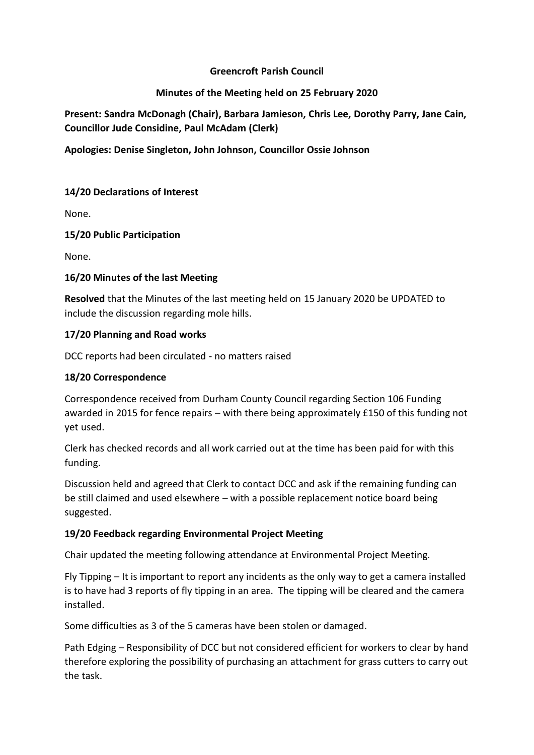# Greencroft Parish Council

## Minutes of the Meeting held on 25 February 2020

**Present: Sandra McDonagh (Chair), Barbara Jamieson, Chris Lee, Dorothy Parry, Jane Cain, Councillor Jude Considine, Paul McAdam (Clerk)**

**Apologies: Denise Singleton, John Johnson, Councillor Ossie Johnson**

### 14/20 Declarations of Interest

None.

### 15/20 Public Participation

None.

### 16/20 Minutes of the last Meeting

**Resolved** that the Minutes of the last meeting held on 15 January 2020 be UPDATED to include the discussion regarding mole hills.

### 17/20 Planning and Road works

DCC reports had been circulated - no matters raised

### 18/20 Correspondence

Correspondence received from Durham County Council regarding Section 106 Funding awarded in 2015 for fence repairs – with there being approximately £150 of this funding not yet used.

Clerk has checked records and all work carried out at the time has been paid for with this funding.

Discussion held and agreed that Clerk to contact DCC and ask if the remaining funding can be still claimed and used elsewhere – with a possible replacement notice board being suggested.

### 19/20 Feedback regarding Environmental Project Meeting

Chair updated the meeting following attendance at Environmental Project Meeting.

Fly Tipping – It is important to report any incidents as the only way to get a camera installed is to have had 3 reports of fly tipping in an area. The tipping will be cleared and the camera installed.

Some difficulties as 3 of the 5 cameras have been stolen or damaged.

Path Edging – Responsibility of DCC but not considered efficient for workers to clear by hand therefore exploring the possibility of purchasing an attachment for grass cutters to carry out the task.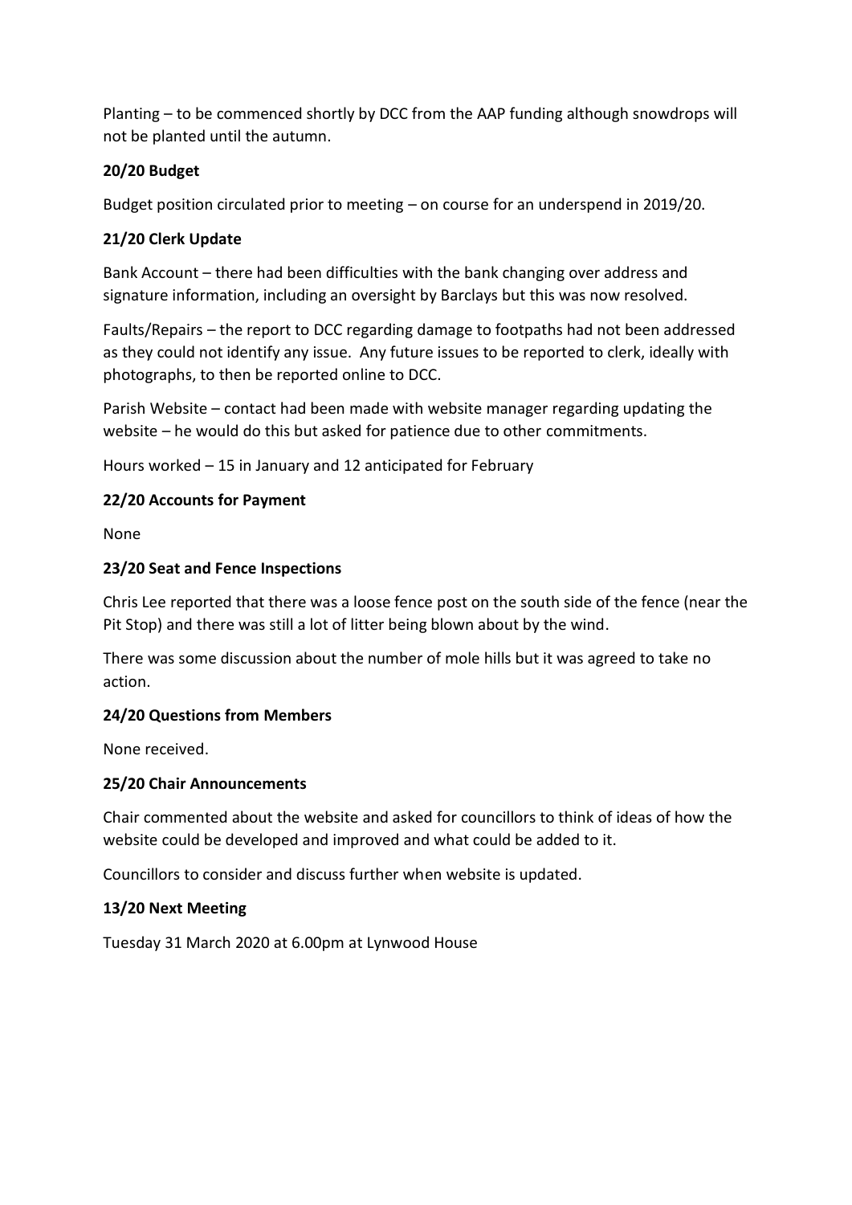Planting – to be commenced shortly by DCC from the AAP funding although snowdrops will not be planted until the autumn.

**20/20 Budget**

Budget position circulated prior to meeting – on course for an underspend in 2019/20.

**21/20 Clerk Update**

Bank Account – there had been difficulties with the bank changing over address and signature information, including an oversight by Barclays but this was now resolved.

Faults/Repairs – the report to DCC regarding damage to footpaths had not been addressed as they could not identify any issue. Any future issues to be reported to clerk, ideally with photographs, to then be reported online to DCC.

Parish Website – contact had been made with website manager regarding updating the website – he would do this but asked for patience due to other commitments.

Hours worked – 15 in January and 12 anticipated for February

**22/20 Accounts for Payment**

None

**23/20 Seat and Fence Inspections**

Chris Lee reported that there was a loose fence post on the south side of the fence (near the Pit Stop) and there was still a lot of litter being blown about by the wind.

There was some discussion about the number of mole hills but it was agreed to take no action.

**24/20 Questions from Members**

None received.

**25/20 Chair Announcements**

Chair commented about the website and asked for councillors to think of ideas of how the website could be developed and improved and what could be added to it.

Councillors to consider and discuss further when website is updated.

**13/20 Next Meeting**

Tuesday 31 March 2020 at 6.00pm at Lynwood House